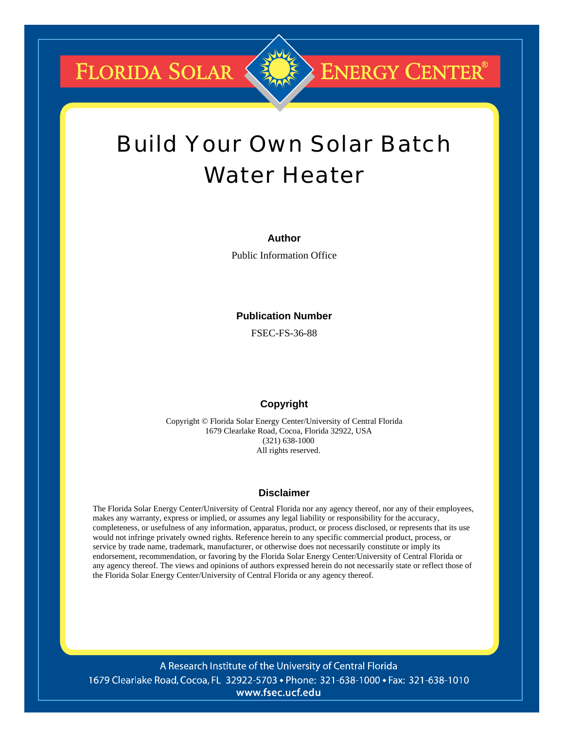FLORIDA SOLAR ENERGY CENTER®

# Build Your Own Solar Batch Water Heater

**Author**

Public Information Office

**Publication Number**

FSEC-FS-36-88

**Copyright**

Copyright © Florida Solar Energy Center/University of Central Florida
1679 Clearlake Road, Cocoa, Florida 32922, USA
(321) 638-1000
All rights reserved.

**Disclaimer**

The Florida Solar Energy Center/University of Central Florida nor any agency thereof, nor any of their employees, makes any warranty, express or implied, or assumes any legal liability or responsibility for the accuracy, completeness, or usefulness of any information, apparatus, product, or process disclosed, or represents that its use would not infringe privately owned rights. Reference herein to any specific commercial product, process, or service by trade name, trademark, manufacturer, or otherwise does not necessarily constitute or imply its endorsement, recommendation, or favoring by the Florida Solar Energy Center/University of Central Florida or any agency thereof. The views and opinions of authors expressed herein do not necessarily state or reflect those of the Florida Solar Energy Center/University of Central Florida or any agency thereof.

A Research Institute of the University of Central Florida
1679 Clearlake Road, Cocoa, FL 32922-5703 • Phone: 321-638-1000 • Fax: 321-638-1010
www.fsec.ucf.edu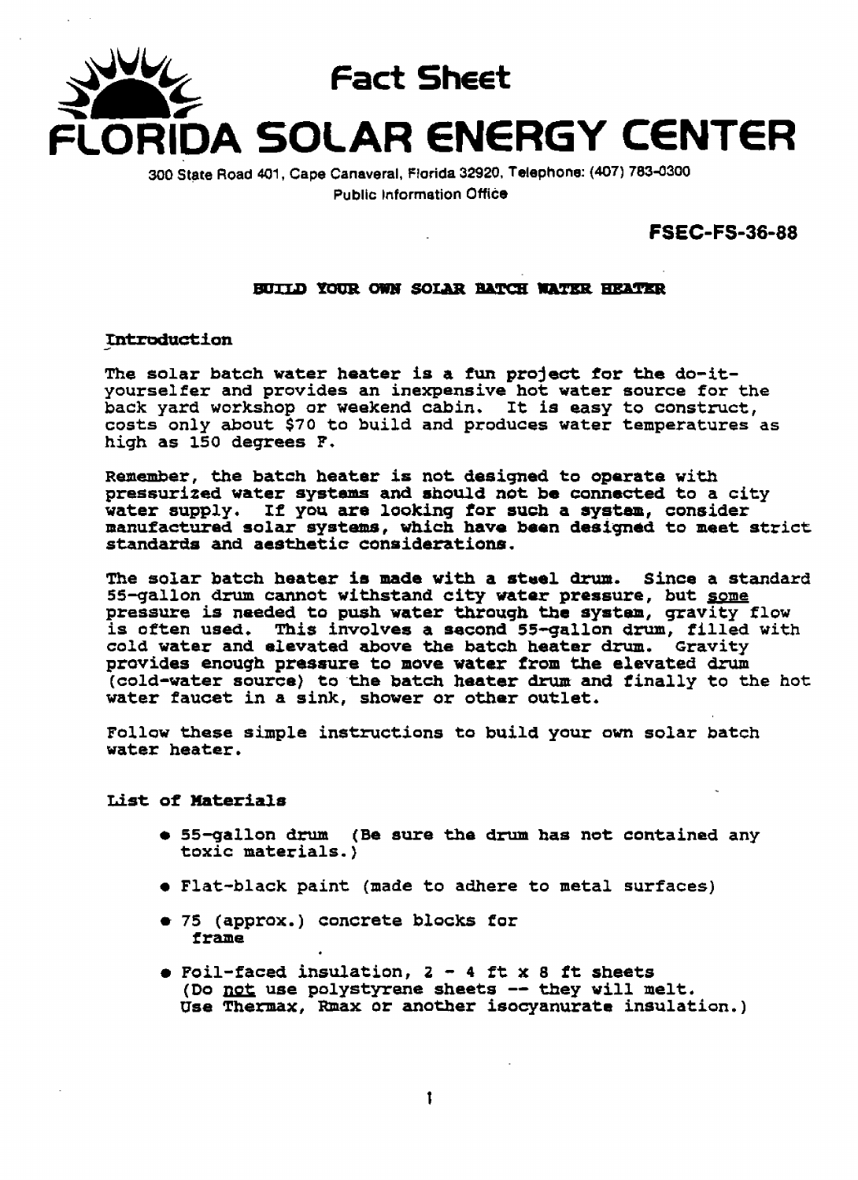# Fact Sheet

# FLORIDA SOLAR ENERGY CENTER

300 State Road 401, Cape Canaveral, Florida 32920, Telephone: (407) 783-0300
Public Information Office

**FSEC-FS-36-88**

## BUILD YOUR OWN SOLAR BATCH WATER HEATER

### Introduction

The solar batch water heater is a fun project for the do-it-yourselfer and provides an inexpensive hot water source for the back yard workshop or weekend cabin. It is easy to construct, costs only about $70 to build and produces water temperatures as high as 150 degrees F.

Remember, the batch heater is not designed to operate with pressurized water systems and should not be connected to a city water supply. If you are looking for such a system, consider manufactured solar systems, which have been designed to meet strict standards and aesthetic considerations.

The solar batch heater is made with a steel drum. Since a standard 55-gallon drum cannot withstand city water pressure, but <u>some</u> pressure is needed to push water through the system, gravity flow is often used. This involves a second 55-gallon drum, filled with cold water and elevated above the batch heater drum. Gravity provides enough pressure to move water from the elevated drum (cold-water source) to the batch heater drum and finally to the hot water faucet in a sink, shower or other outlet.

Follow these simple instructions to build your own solar batch water heater.

### List of Materials

- 55-gallon drum (Be sure the drum has not contained any toxic materials.)
- Flat-black paint (made to adhere to metal surfaces)
- 75 (approx.) concrete blocks for frame
- Foil-faced insulation, 2 - 4 ft x 8 ft sheets (Do <u>not</u> use polystyrene sheets -- they will melt. Use Thermax, Rmax or another isocyanurate insulation.)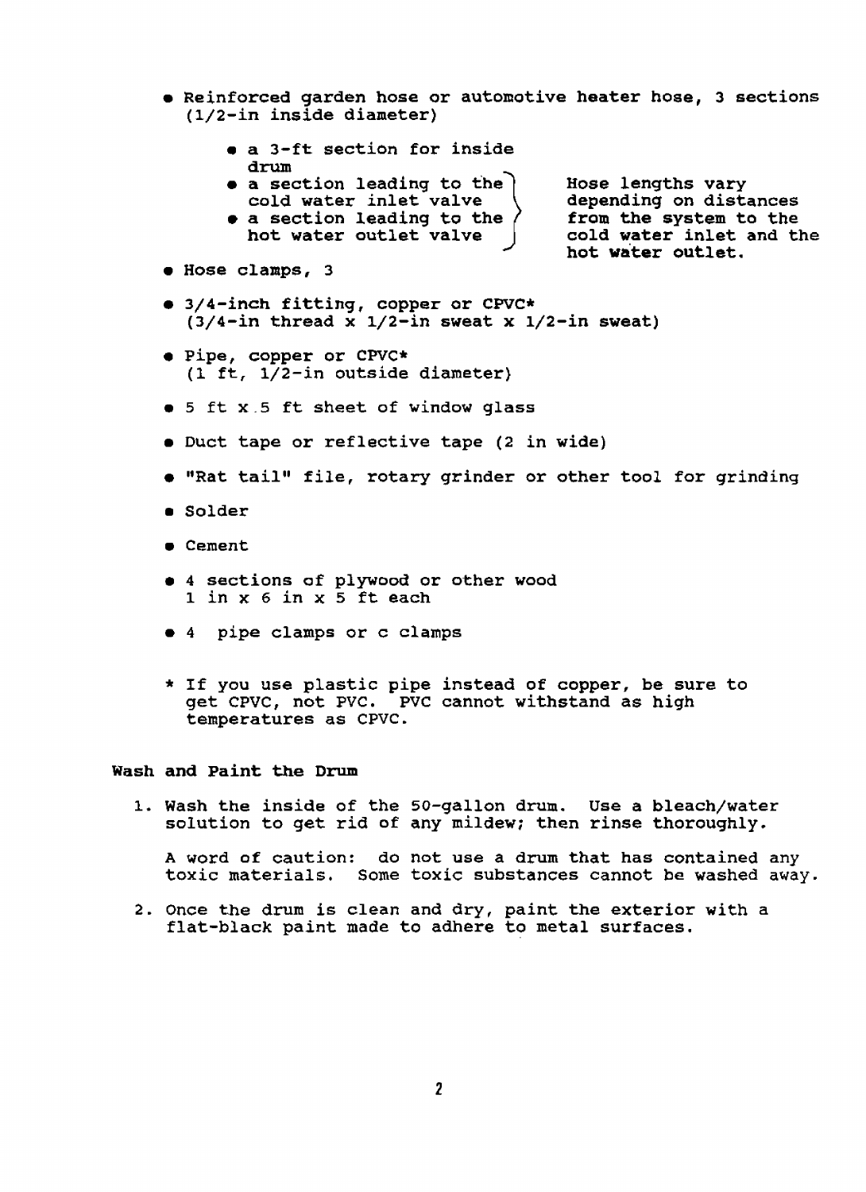- Reinforced garden hose or automotive heater hose, 3 sections (1/2-in inside diameter)
  - a 3-ft section for inside drum
  - a section leading to the cold water inlet valve
  - a section leading to the hot water outlet valve

  Hose lengths vary depending on distances from the system to the cold water inlet and the hot water outlet.
- Hose clamps, 3
- 3/4-inch fitting, copper or CPVC* (3/4-in thread x 1/2-in sweat x 1/2-in sweat)
- Pipe, copper or CPVC* (1 ft, 1/2-in outside diameter)
- 5 ft x 5 ft sheet of window glass
- Duct tape or reflective tape (2 in wide)
- "Rat tail" file, rotary grinder or other tool for grinding
- Solder
- Cement
- 4 sections of plywood or other wood 1 in x 6 in x 5 ft each
- 4 pipe clamps or c clamps

\* If you use plastic pipe instead of copper, be sure to get CPVC, not PVC. PVC cannot withstand as high temperatures as CPVC.

### Wash and Paint the Drum

1. Wash the inside of the 50-gallon drum. Use a bleach/water solution to get rid of any mildew; then rinse thoroughly.

   A word of caution: do not use a drum that has contained any toxic materials. Some toxic substances cannot be washed away.

2. Once the drum is clean and dry, paint the exterior with a flat-black paint made to adhere to metal surfaces.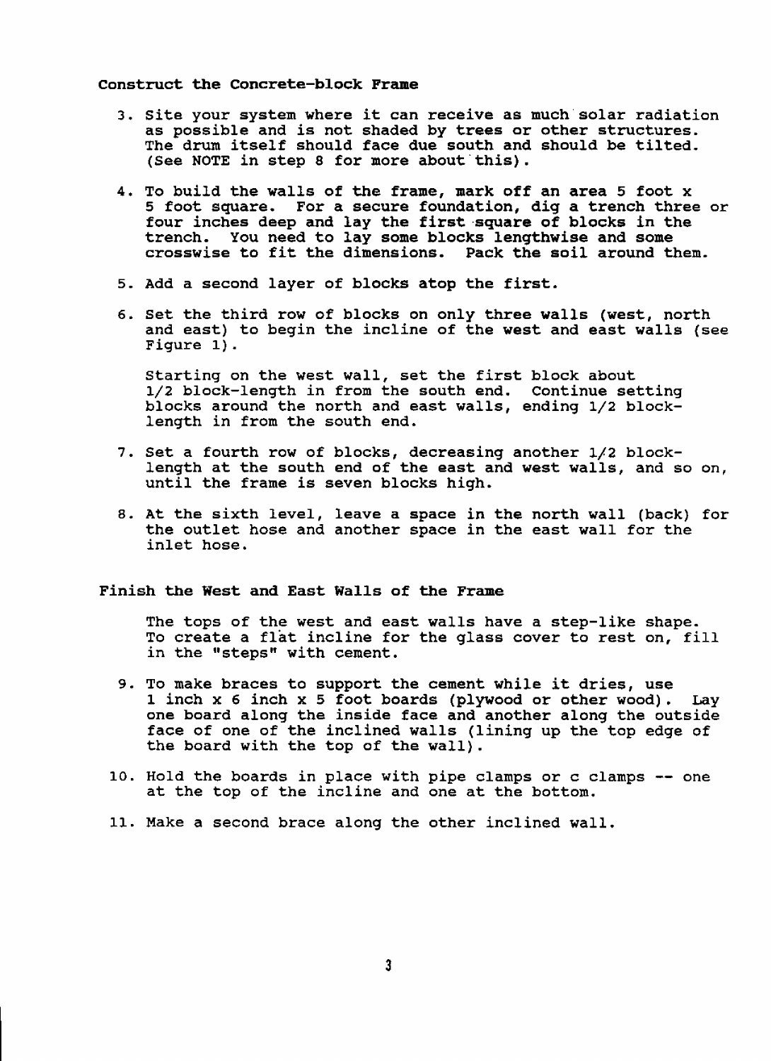## Construct the Concrete-block Frame

3. Site your system where it can receive as much solar radiation as possible and is not shaded by trees or other structures. The drum itself should face due south and should be tilted. (See NOTE in step 8 for more about this).

4. To build the walls of the frame, mark off an area 5 foot x 5 foot square. For a secure foundation, dig a trench three or four inches deep and lay the first square of blocks in the trench. You need to lay some blocks lengthwise and some crosswise to fit the dimensions. Pack the soil around them.

5. Add a second layer of blocks atop the first.

6. Set the third row of blocks on only three walls (west, north and east) to begin the incline of the west and east walls (see Figure 1).

   Starting on the west wall, set the first block about 1/2 block-length in from the south end. Continue setting blocks around the north and east walls, ending 1/2 block-length in from the south end.

7. Set a fourth row of blocks, decreasing another 1/2 block-length at the south end of the east and west walls, and so on, until the frame is seven blocks high.

8. At the sixth level, leave a space in the north wall (back) for the outlet hose and another space in the east wall for the inlet hose.

## Finish the West and East Walls of the Frame

The tops of the west and east walls have a step-like shape. To create a flat incline for the glass cover to rest on, fill in the "steps" with cement.

9. To make braces to support the cement while it dries, use 1 inch x 6 inch x 5 foot boards (plywood or other wood). Lay one board along the inside face and another along the outside face of one of the inclined walls (lining up the top edge of the board with the top of the wall).

10. Hold the boards in place with pipe clamps or c clamps -- one at the top of the incline and one at the bottom.

11. Make a second brace along the other inclined wall.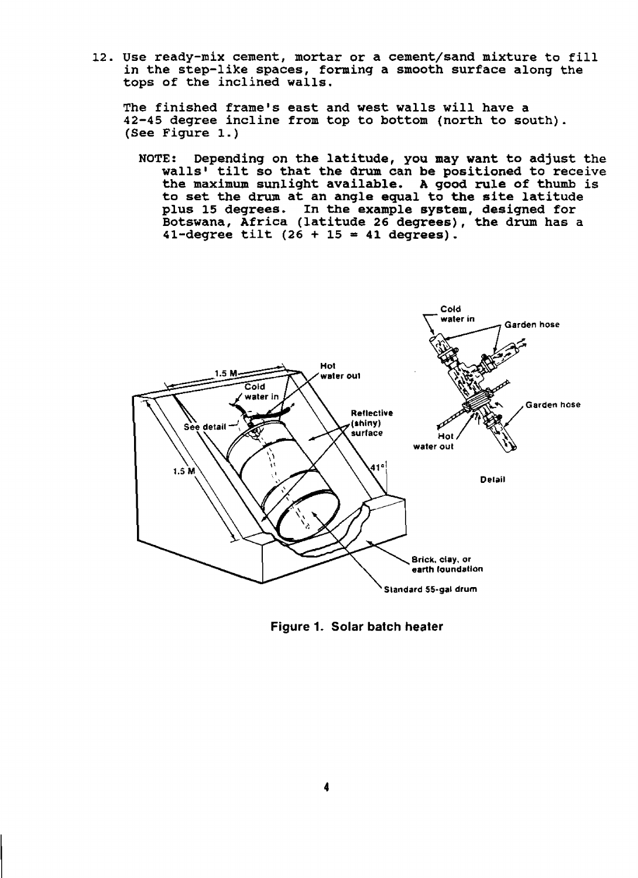12. Use ready-mix cement, mortar or a cement/sand mixture to fill in the step-like spaces, forming a smooth surface along the tops of the inclined walls.

    The finished frame's east and west walls will have a 42-45 degree incline from top to bottom (north to south). (See Figure 1.)

    > NOTE: Depending on the latitude, you may want to adjust the walls' tilt so that the drum can be positioned to receive the maximum sunlight available. A good rule of thumb is to set the drum at an angle equal to the site latitude plus 15 degrees. In the example system, designed for Botswana, Africa (latitude 26 degrees), the drum has a 41-degree tilt (26 + 15 = 41 degrees).

Figure 1. Solar batch heater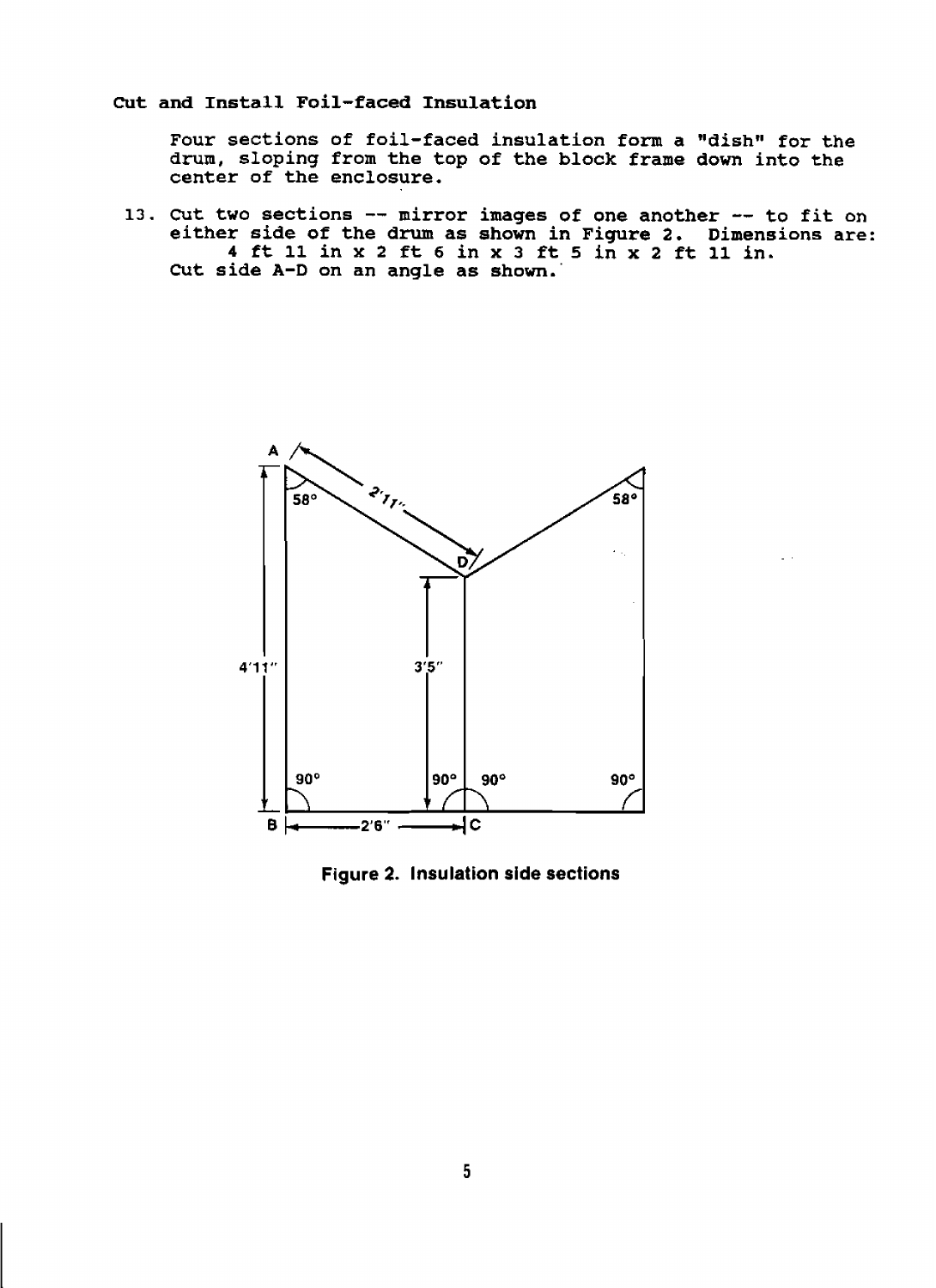### Cut and Install Foil-faced Insulation

Four sections of foil-faced insulation form a "dish" for the drum, sloping from the top of the block frame down into the center of the enclosure.

13. Cut two sections -- mirror images of one another -- to fit on either side of the drum as shown in Figure 2. Dimensions are: **4 ft 11 in x 2 ft 6 in x 3 ft 5 in x 2 ft 11 in.** Cut side A-D on an angle as shown.

Figure 2. Insulation side sections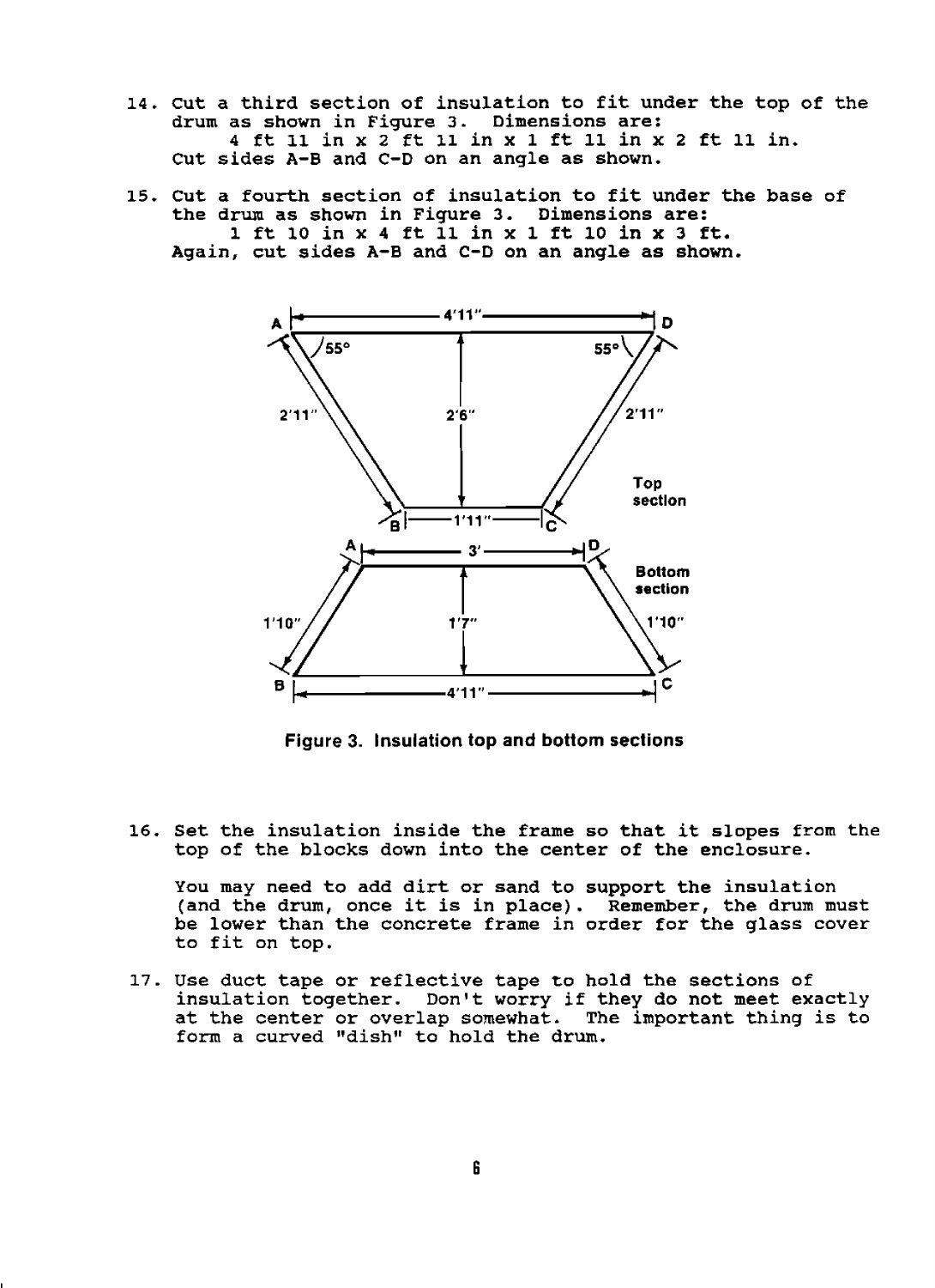14. Cut a third section of insulation to fit under the top of the drum as shown in Figure 3. Dimensions are:

    4 ft 11 in x 2 ft 11 in x 1 ft 11 in x 2 ft 11 in.

    Cut sides A-B and C-D on an angle as shown.

15. Cut a fourth section of insulation to fit under the base of the drum as shown in Figure 3. Dimensions are:

    1 ft 10 in x 4 ft 11 in x 1 ft 10 in x 3 ft.

    Again, cut sides A-B and C-D on an angle as shown.

A 4'11" D
55° 55°
2'11" 2'6" 2'11"
Top section
B 1'11" C

A 3' D
Bottom section
1'10" 1'7" 1'10"
B 4'11" C

Figure 3. Insulation top and bottom sections

16. Set the insulation inside the frame so that it slopes from the top of the blocks down into the center of the enclosure.

    You may need to add dirt or sand to support the insulation (and the drum, once it is in place). Remember, the drum must be lower than the concrete frame in order for the glass cover to fit on top.

17. Use duct tape or reflective tape to hold the sections of insulation together. Don't worry if they do not meet exactly at the center or overlap somewhat. The important thing is to form a curved "dish" to hold the drum.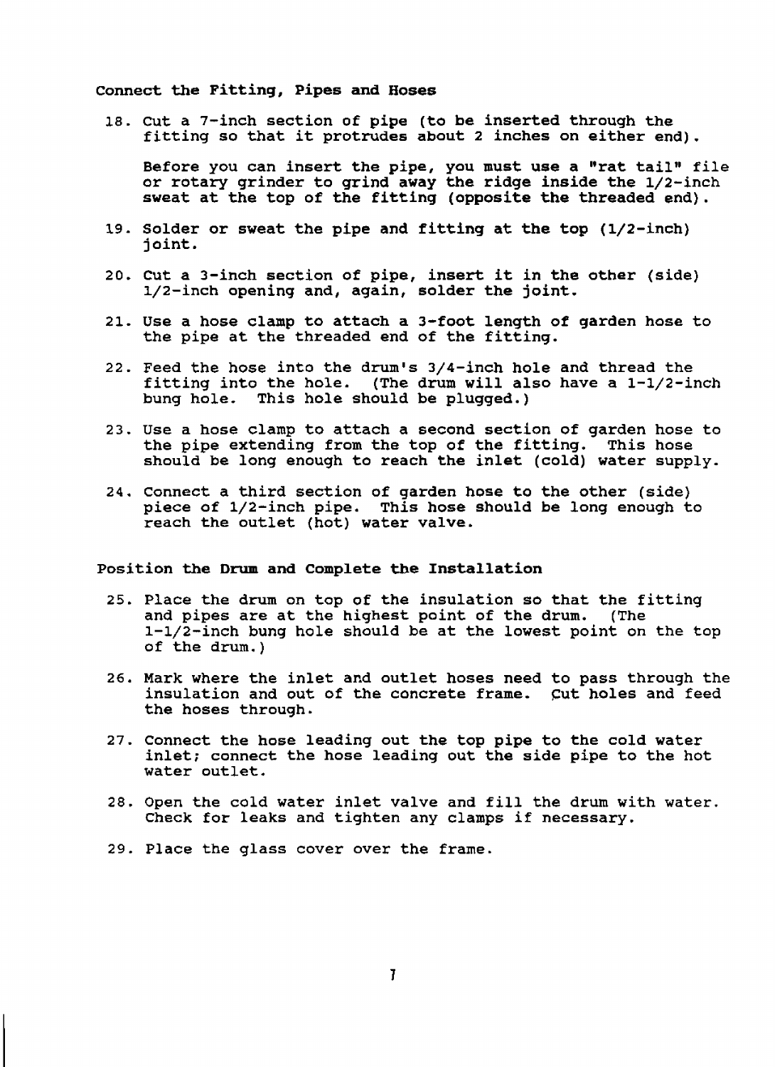**Connect the Fitting, Pipes and Hoses**

18. Cut a 7-inch section of pipe (to be inserted through the fitting so that it protrudes about 2 inches on either end).

    Before you can insert the pipe, you must use a "rat tail" file or rotary grinder to grind away the ridge inside the 1/2-inch sweat at the top of the fitting (opposite the threaded end).

19. Solder or sweat the pipe and fitting at the top (1/2-inch) joint.

20. Cut a 3-inch section of pipe, insert it in the other (side) 1/2-inch opening and, again, solder the joint.

21. Use a hose clamp to attach a 3-foot length of garden hose to the pipe at the threaded end of the fitting.

22. Feed the hose into the drum's 3/4-inch hole and thread the fitting into the hole. (The drum will also have a 1-1/2-inch bung hole. This hole should be plugged.)

23. Use a hose clamp to attach a second section of garden hose to the pipe extending from the top of the fitting. This hose should be long enough to reach the inlet (cold) water supply.

24. Connect a third section of garden hose to the other (side) piece of 1/2-inch pipe. This hose should be long enough to reach the outlet (hot) water valve.

**Position the Drum and Complete the Installation**

25. Place the drum on top of the insulation so that the fitting and pipes are at the highest point of the drum. (The 1-1/2-inch bung hole should be at the lowest point on the top of the drum.)

26. Mark where the inlet and outlet hoses need to pass through the insulation and out of the concrete frame. Cut holes and feed the hoses through.

27. Connect the hose leading out the top pipe to the cold water inlet; connect the hose leading out the side pipe to the hot water outlet.

28. Open the cold water inlet valve and fill the drum with water. Check for leaks and tighten any clamps if necessary.

29. Place the glass cover over the frame.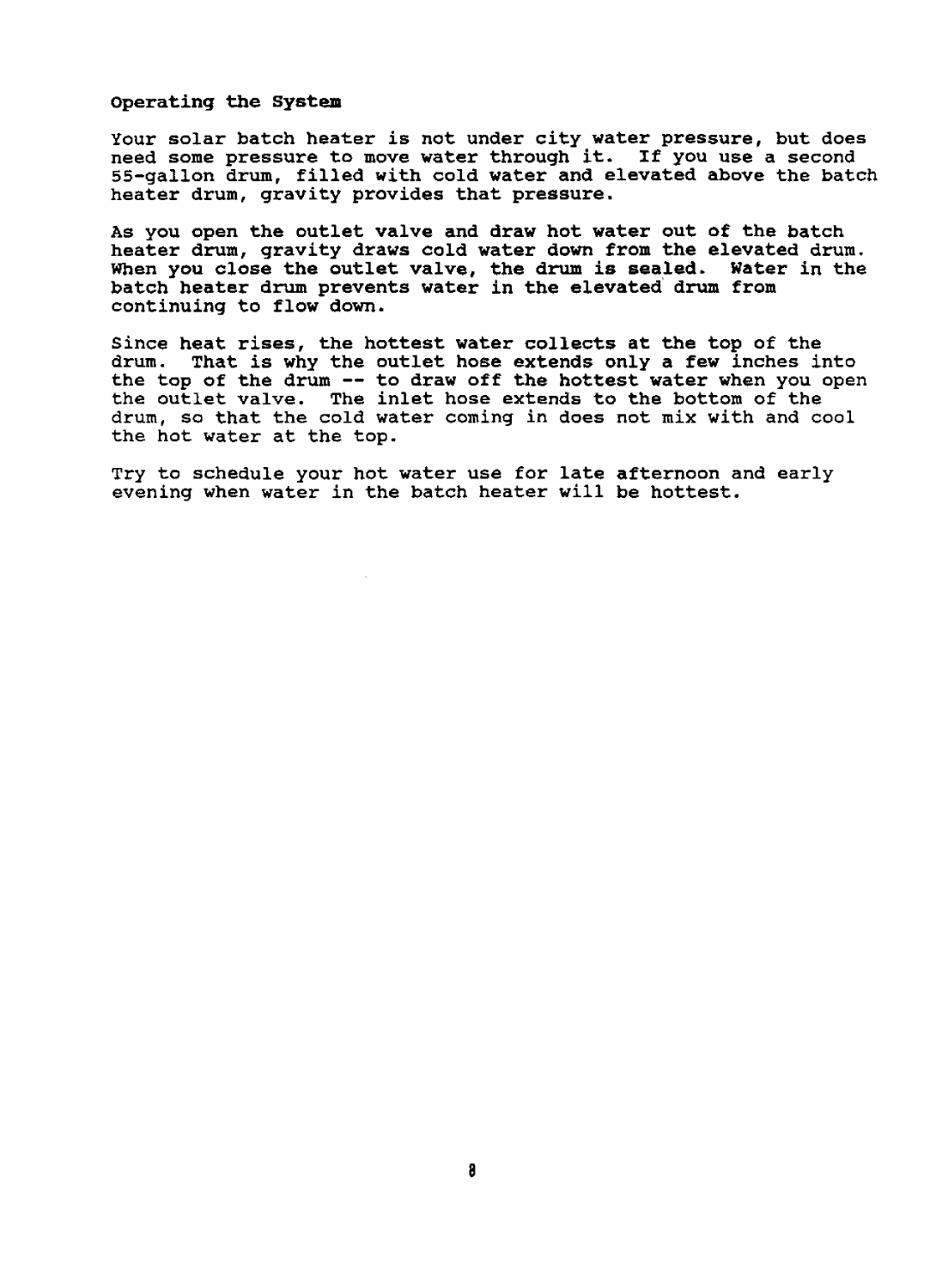## Operating the System

Your solar batch heater is not under city water pressure, but does need some pressure to move water through it. If you use a second 55-gallon drum, filled with cold water and elevated above the batch heater drum, gravity provides that pressure.

As you open the outlet valve and draw hot water out of the batch heater drum, gravity draws cold water down from the elevated drum. When you close the outlet valve, the drum is sealed. Water in the batch heater drum prevents water in the elevated drum from continuing to flow down.

Since heat rises, the hottest water collects at the top of the drum. That is why the outlet hose extends only a few inches into the top of the drum -- to draw off the hottest water when you open the outlet valve. The inlet hose extends to the bottom of the drum, so that the cold water coming in does not mix with and cool the hot water at the top.

Try to schedule your hot water use for late afternoon and early evening when water in the batch heater will be hottest.